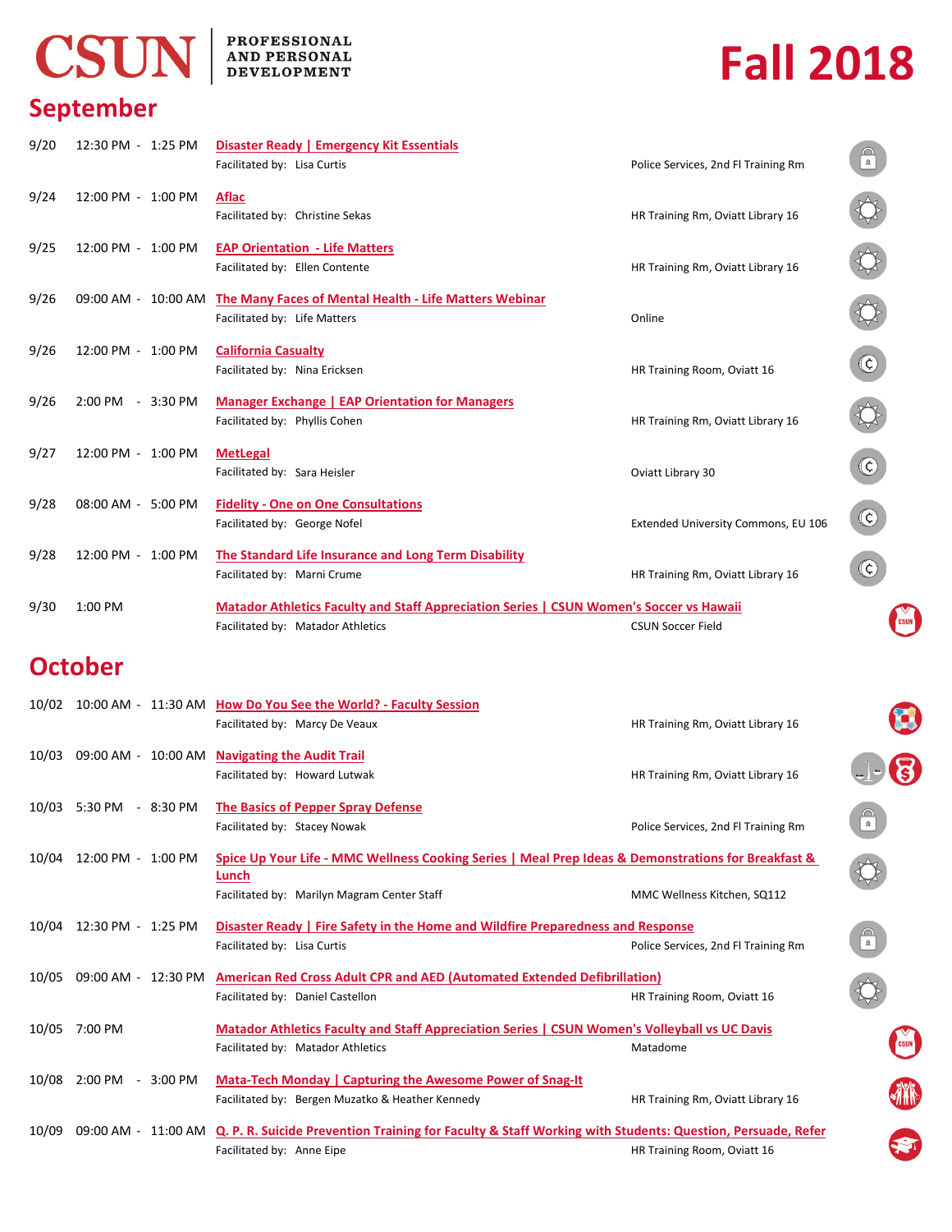# CSUN | PROFESSIONAL AND PERSONAL DEVELOPMENT

# Fall 2018

## September

| Date | Time | Event | Location |
|---|---|---|---|
| 9/20 | 12:30 PM - 1:25 PM | **Disaster Ready \| Emergency Kit Essentials**<br>Facilitated by: Lisa Curtis | Police Services, 2nd Fl Training Rm |
| 9/24 | 12:00 PM - 1:00 PM | **Aflac**<br>Facilitated by: Christine Sekas | HR Training Rm, Oviatt Library 16 |
| 9/25 | 12:00 PM - 1:00 PM | **EAP Orientation - Life Matters**<br>Facilitated by: Ellen Contente | HR Training Rm, Oviatt Library 16 |
| 9/26 | 09:00 AM - 10:00 AM | **The Many Faces of Mental Health - Life Matters Webinar**<br>Facilitated by: Life Matters | Online |
| 9/26 | 12:00 PM - 1:00 PM | **California Casualty**<br>Facilitated by: Nina Ericksen | HR Training Room, Oviatt 16 |
| 9/26 | 2:00 PM - 3:30 PM | **Manager Exchange \| EAP Orientation for Managers**<br>Facilitated by: Phyllis Cohen | HR Training Rm, Oviatt Library 16 |
| 9/27 | 12:00 PM - 1:00 PM | **MetLegal**<br>Facilitated by: Sara Heisler | Oviatt Library 30 |
| 9/28 | 08:00 AM - 5:00 PM | **Fidelity - One on One Consultations**<br>Facilitated by: George Nofel | Extended University Commons, EU 106 |
| 9/28 | 12:00 PM - 1:00 PM | **The Standard Life Insurance and Long Term Disability**<br>Facilitated by: Marni Crume | HR Training Rm, Oviatt Library 16 |
| 9/30 | 1:00 PM | **Matador Athletics Faculty and Staff Appreciation Series \| CSUN Women's Soccer vs Hawaii**<br>Facilitated by: Matador Athletics | CSUN Soccer Field |

## October

| Date | Time | Event | Location |
|---|---|---|---|
| 10/02 | 10:00 AM - 11:30 AM | **How Do You See the World? - Faculty Session**<br>Facilitated by: Marcy De Veaux | HR Training Rm, Oviatt Library 16 |
| 10/03 | 09:00 AM - 10:00 AM | **Navigating the Audit Trail**<br>Facilitated by: Howard Lutwak | HR Training Rm, Oviatt Library 16 |
| 10/03 | 5:30 PM - 8:30 PM | **The Basics of Pepper Spray Defense**<br>Facilitated by: Stacey Nowak | Police Services, 2nd Fl Training Rm |
| 10/04 | 12:00 PM - 1:00 PM | **Spice Up Your Life - MMC Wellness Cooking Series \| Meal Prep Ideas & Demonstrations for Breakfast & Lunch**<br>Facilitated by: Marilyn Magram Center Staff | MMC Wellness Kitchen, SQ112 |
| 10/04 | 12:30 PM - 1:25 PM | **Disaster Ready \| Fire Safety in the Home and Wildfire Preparedness and Response**<br>Facilitated by: Lisa Curtis | Police Services, 2nd Fl Training Rm |
| 10/05 | 09:00 AM - 12:30 PM | **American Red Cross Adult CPR and AED (Automated Extended Defibrillation)**<br>Facilitated by: Daniel Castellon | HR Training Room, Oviatt 16 |
| 10/05 | 7:00 PM | **Matador Athletics Faculty and Staff Appreciation Series \| CSUN Women's Volleyball vs UC Davis**<br>Facilitated by: Matador Athletics | Matadome |
| 10/08 | 2:00 PM - 3:00 PM | **Mata-Tech Monday \| Capturing the Awesome Power of Snag-It**<br>Facilitated by: Bergen Muzatko & Heather Kennedy | HR Training Rm, Oviatt Library 16 |
| 10/09 | 09:00 AM - 11:00 AM | **Q. P. R. Suicide Prevention Training for Faculty & Staff Working with Students: Question, Persuade, Refer**<br>Facilitated by: Anne Eipe | HR Training Room, Oviatt 16 |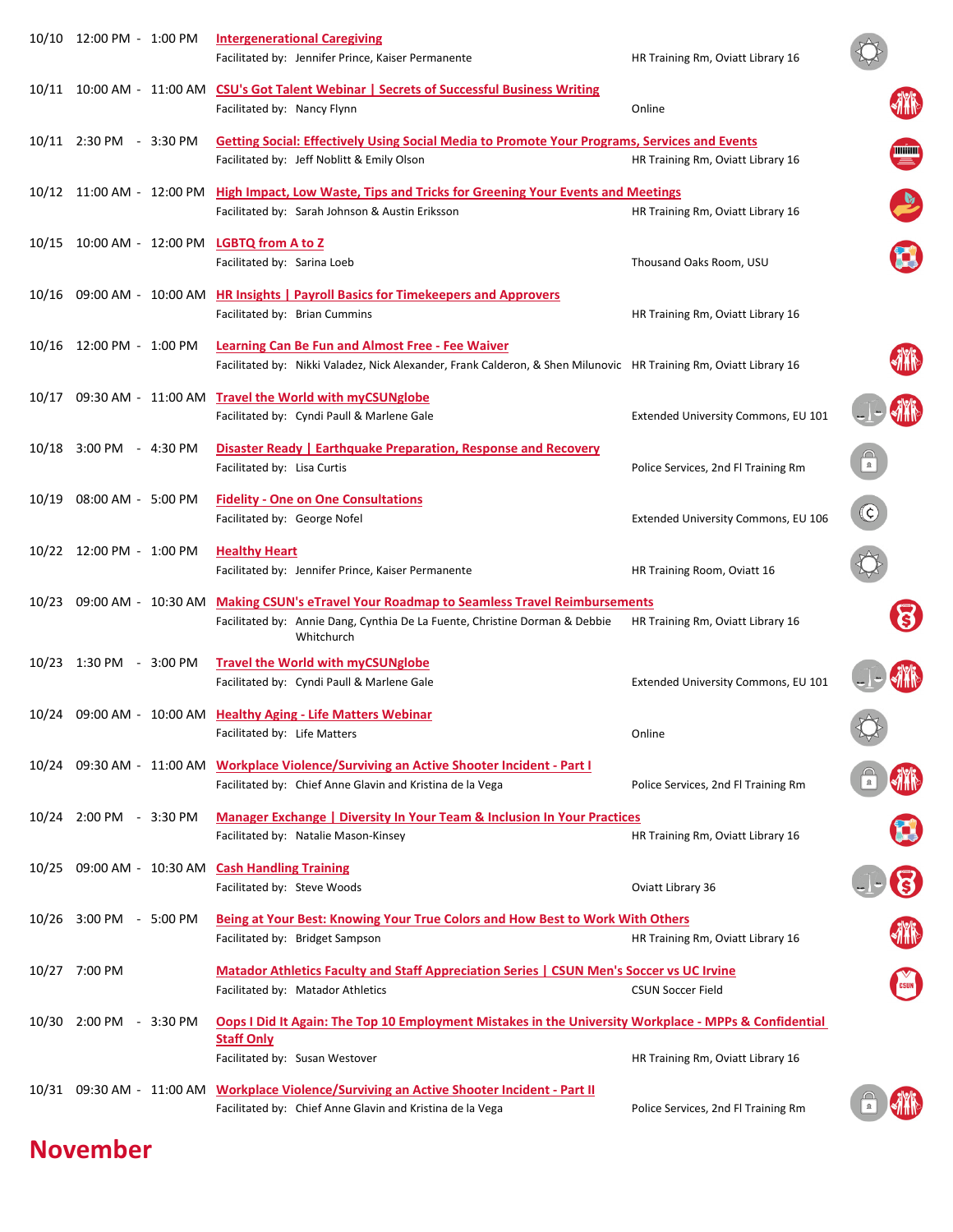| Date | Time | Event | Location |
|---|---|---|---|
| 10/10 | 12:00 PM - 1:00 PM | **Intergenerational Caregiving**<br>Facilitated by: Jennifer Prince, Kaiser Permanente | HR Training Rm, Oviatt Library 16 |
| 10/11 | 10:00 AM - 11:00 AM | **CSU's Got Talent Webinar \| Secrets of Successful Business Writing**<br>Facilitated by: Nancy Flynn | Online |
| 10/11 | 2:30 PM - 3:30 PM | **Getting Social: Effectively Using Social Media to Promote Your Programs, Services and Events**<br>Facilitated by: Jeff Noblitt & Emily Olson | HR Training Rm, Oviatt Library 16 |
| 10/12 | 11:00 AM - 12:00 PM | **High Impact, Low Waste, Tips and Tricks for Greening Your Events and Meetings**<br>Facilitated by: Sarah Johnson & Austin Eriksson | HR Training Rm, Oviatt Library 16 |
| 10/15 | 10:00 AM - 12:00 PM | **LGBTQ from A to Z**<br>Facilitated by: Sarina Loeb | Thousand Oaks Room, USU |
| 10/16 | 09:00 AM - 10:00 AM | **HR Insights \| Payroll Basics for Timekeepers and Approvers**<br>Facilitated by: Brian Cummins | HR Training Rm, Oviatt Library 16 |
| 10/16 | 12:00 PM - 1:00 PM | **Learning Can Be Fun and Almost Free - Fee Waiver**<br>Facilitated by: Nikki Valadez, Nick Alexander, Frank Calderon, & Shen Milunovic | HR Training Rm, Oviatt Library 16 |
| 10/17 | 09:30 AM - 11:00 AM | **Travel the World with myCSUNglobe**<br>Facilitated by: Cyndi Paull & Marlene Gale | Extended University Commons, EU 101 |
| 10/18 | 3:00 PM - 4:30 PM | **Disaster Ready \| Earthquake Preparation, Response and Recovery**<br>Facilitated by: Lisa Curtis | Police Services, 2nd Fl Training Rm |
| 10/19 | 08:00 AM - 5:00 PM | **Fidelity - One on One Consultations**<br>Facilitated by: George Nofel | Extended University Commons, EU 106 |
| 10/22 | 12:00 PM - 1:00 PM | **Healthy Heart**<br>Facilitated by: Jennifer Prince, Kaiser Permanente | HR Training Room, Oviatt 16 |
| 10/23 | 09:00 AM - 10:30 AM | **Making CSUN's eTravel Your Roadmap to Seamless Travel Reimbursements**<br>Facilitated by: Annie Dang, Cynthia De La Fuente, Christine Dorman & Debbie Whitchurch | HR Training Rm, Oviatt Library 16 |
| 10/23 | 1:30 PM - 3:00 PM | **Travel the World with myCSUNglobe**<br>Facilitated by: Cyndi Paull & Marlene Gale | Extended University Commons, EU 101 |
| 10/24 | 09:00 AM - 10:00 AM | **Healthy Aging - Life Matters Webinar**<br>Facilitated by: Life Matters | Online |
| 10/24 | 09:30 AM - 11:00 AM | **Workplace Violence/Surviving an Active Shooter Incident - Part I**<br>Facilitated by: Chief Anne Glavin and Kristina de la Vega | Police Services, 2nd Fl Training Rm |
| 10/24 | 2:00 PM - 3:30 PM | **Manager Exchange \| Diversity In Your Team & Inclusion In Your Practices**<br>Facilitated by: Natalie Mason-Kinsey | HR Training Rm, Oviatt Library 16 |
| 10/25 | 09:00 AM - 10:30 AM | **Cash Handling Training**<br>Facilitated by: Steve Woods | Oviatt Library 36 |
| 10/26 | 3:00 PM - 5:00 PM | **Being at Your Best: Knowing Your True Colors and How Best to Work With Others**<br>Facilitated by: Bridget Sampson | HR Training Rm, Oviatt Library 16 |
| 10/27 | 7:00 PM | **Matador Athletics Faculty and Staff Appreciation Series \| CSUN Men's Soccer vs UC Irvine**<br>Facilitated by: Matador Athletics | CSUN Soccer Field |
| 10/30 | 2:00 PM - 3:30 PM | **Oops I Did It Again: The Top 10 Employment Mistakes in the University Workplace - MPPs & Confidential Staff Only**<br>Facilitated by: Susan Westover | HR Training Rm, Oviatt Library 16 |
| 10/31 | 09:30 AM - 11:00 AM | **Workplace Violence/Surviving an Active Shooter Incident - Part II**<br>Facilitated by: Chief Anne Glavin and Kristina de la Vega | Police Services, 2nd Fl Training Rm |

# November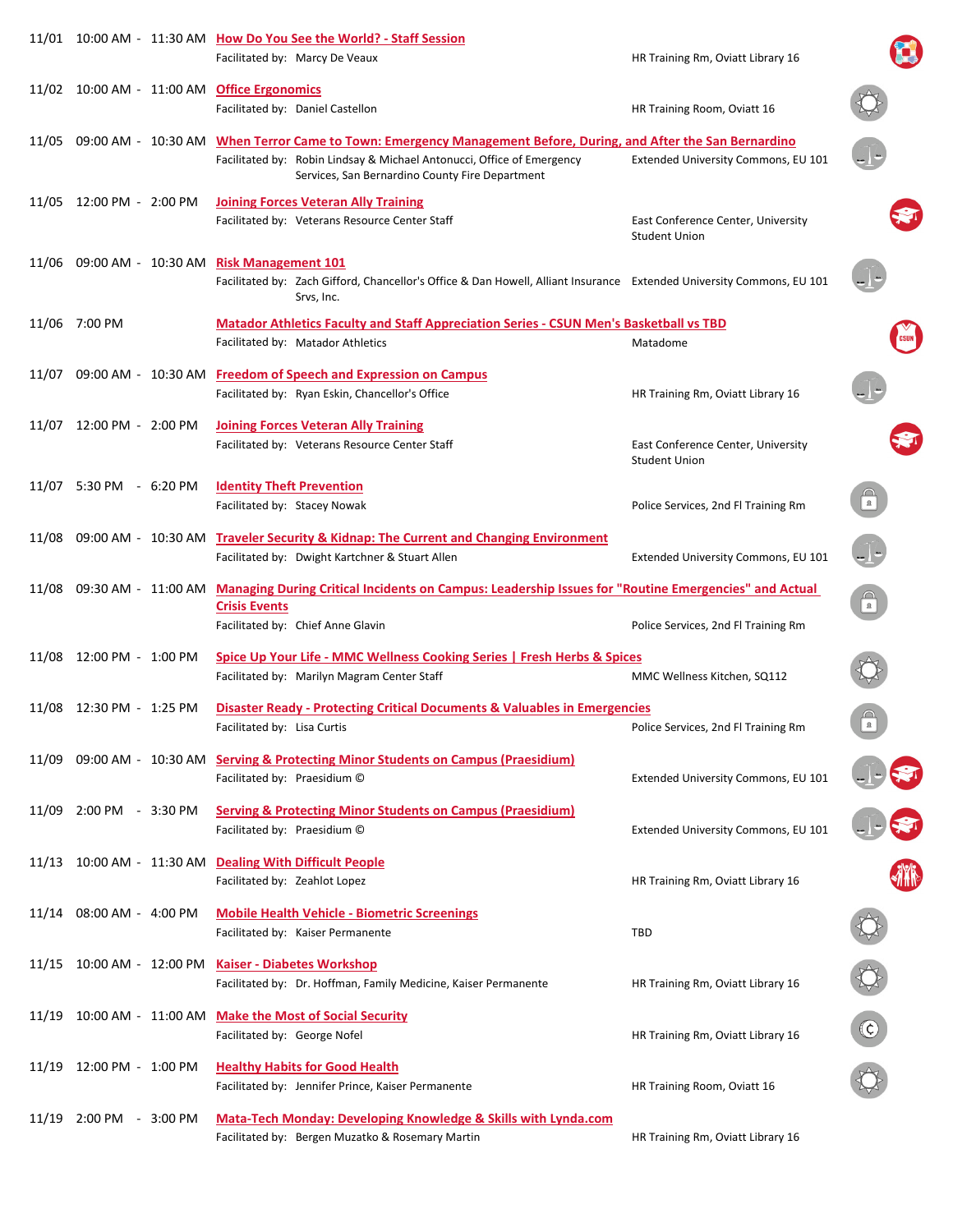| Date | Time | Session | Location |
|---|---|---|---|
| 11/01 | 10:00 AM - 11:30 AM | **How Do You See the World? - Staff Session**<br>Facilitated by: Marcy De Veaux | HR Training Rm, Oviatt Library 16 |
| 11/02 | 10:00 AM - 11:00 AM | **Office Ergonomics**<br>Facilitated by: Daniel Castellon | HR Training Room, Oviatt 16 |
| 11/05 | 09:00 AM - 10:30 AM | **When Terror Came to Town: Emergency Management Before, During, and After the San Bernardino**<br>Facilitated by: Robin Lindsay & Michael Antonucci, Office of Emergency Services, San Bernardino County Fire Department | Extended University Commons, EU 101 |
| 11/05 | 12:00 PM - 2:00 PM | **Joining Forces Veteran Ally Training**<br>Facilitated by: Veterans Resource Center Staff | East Conference Center, University Student Union |
| 11/06 | 09:00 AM - 10:30 AM | **Risk Management 101**<br>Facilitated by: Zach Gifford, Chancellor's Office & Dan Howell, Alliant Insurance Srvs, Inc. | Extended University Commons, EU 101 |
| 11/06 | 7:00 PM | **Matador Athletics Faculty and Staff Appreciation Series - CSUN Men's Basketball vs TBD**<br>Facilitated by: Matador Athletics | Matadome |
| 11/07 | 09:00 AM - 10:30 AM | **Freedom of Speech and Expression on Campus**<br>Facilitated by: Ryan Eskin, Chancellor's Office | HR Training Rm, Oviatt Library 16 |
| 11/07 | 12:00 PM - 2:00 PM | **Joining Forces Veteran Ally Training**<br>Facilitated by: Veterans Resource Center Staff | East Conference Center, University Student Union |
| 11/07 | 5:30 PM - 6:20 PM | **Identity Theft Prevention**<br>Facilitated by: Stacey Nowak | Police Services, 2nd Fl Training Rm |
| 11/08 | 09:00 AM - 10:30 AM | **Traveler Security & Kidnap: The Current and Changing Environment**<br>Facilitated by: Dwight Kartchner & Stuart Allen | Extended University Commons, EU 101 |
| 11/08 | 09:30 AM - 11:00 AM | **Managing During Critical Incidents on Campus: Leadership Issues for "Routine Emergencies" and Actual Crisis Events**<br>Facilitated by: Chief Anne Glavin | Police Services, 2nd Fl Training Rm |
| 11/08 | 12:00 PM - 1:00 PM | **Spice Up Your Life - MMC Wellness Cooking Series \| Fresh Herbs & Spices**<br>Facilitated by: Marilyn Magram Center Staff | MMC Wellness Kitchen, SQ112 |
| 11/08 | 12:30 PM - 1:25 PM | **Disaster Ready - Protecting Critical Documents & Valuables in Emergencies**<br>Facilitated by: Lisa Curtis | Police Services, 2nd Fl Training Rm |
| 11/09 | 09:00 AM - 10:30 AM | **Serving & Protecting Minor Students on Campus (Praesidium)**<br>Facilitated by: Praesidium © | Extended University Commons, EU 101 |
| 11/09 | 2:00 PM - 3:30 PM | **Serving & Protecting Minor Students on Campus (Praesidium)**<br>Facilitated by: Praesidium © | Extended University Commons, EU 101 |
| 11/13 | 10:00 AM - 11:30 AM | **Dealing With Difficult People**<br>Facilitated by: Zeahlot Lopez | HR Training Rm, Oviatt Library 16 |
| 11/14 | 08:00 AM - 4:00 PM | **Mobile Health Vehicle - Biometric Screenings**<br>Facilitated by: Kaiser Permanente | TBD |
| 11/15 | 10:00 AM - 12:00 PM | **Kaiser - Diabetes Workshop**<br>Facilitated by: Dr. Hoffman, Family Medicine, Kaiser Permanente | HR Training Rm, Oviatt Library 16 |
| 11/19 | 10:00 AM - 11:00 AM | **Make the Most of Social Security**<br>Facilitated by: George Nofel | HR Training Rm, Oviatt Library 16 |
| 11/19 | 12:00 PM - 1:00 PM | **Healthy Habits for Good Health**<br>Facilitated by: Jennifer Prince, Kaiser Permanente | HR Training Room, Oviatt 16 |
| 11/19 | 2:00 PM - 3:00 PM | **Mata-Tech Monday: Developing Knowledge & Skills with Lynda.com**<br>Facilitated by: Bergen Muzatko & Rosemary Martin | HR Training Rm, Oviatt Library 16 |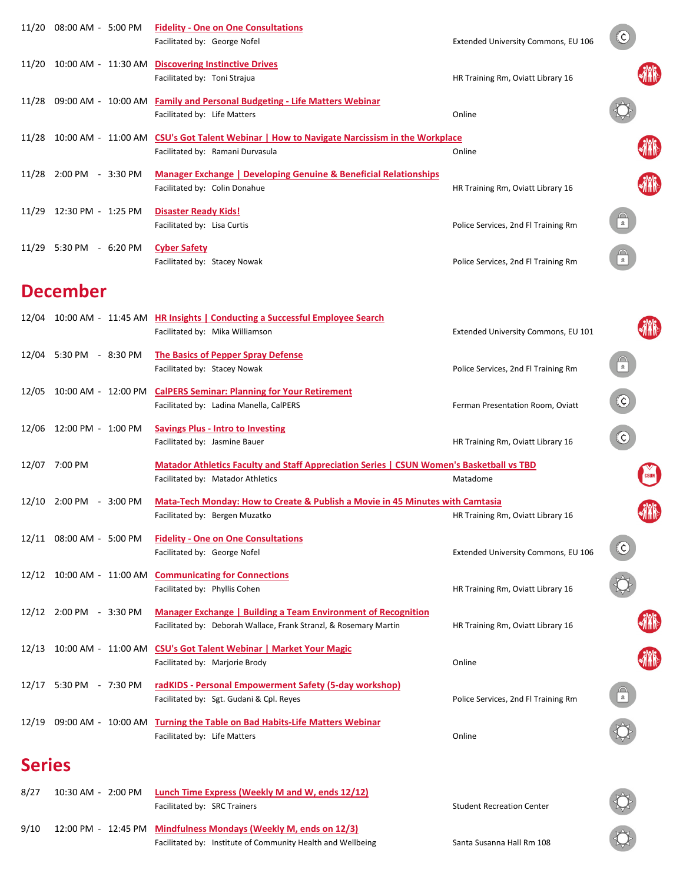11/20 08:00 AM - 5:00 PM **Fidelity - One on One Consultations**
Facilitated by: George Nofel — Extended University Commons, EU 106

11/20 10:00 AM - 11:30 AM **Discovering Instinctive Drives**
Facilitated by: Toni Strajua — HR Training Rm, Oviatt Library 16

11/28 09:00 AM - 10:00 AM **Family and Personal Budgeting - Life Matters Webinar**
Facilitated by: Life Matters — Online

11/28 10:00 AM - 11:00 AM **CSU's Got Talent Webinar | How to Navigate Narcissism in the Workplace**
Facilitated by: Ramani Durvasula — Online

11/28 2:00 PM - 3:30 PM **Manager Exchange | Developing Genuine & Beneficial Relationships**
Facilitated by: Colin Donahue — HR Training Rm, Oviatt Library 16

11/29 12:30 PM - 1:25 PM **Disaster Ready Kids!**
Facilitated by: Lisa Curtis — Police Services, 2nd Fl Training Rm

11/29 5:30 PM - 6:20 PM **Cyber Safety**
Facilitated by: Stacey Nowak — Police Services, 2nd Fl Training Rm

# December

12/04 10:00 AM - 11:45 AM **HR Insights | Conducting a Successful Employee Search**
Facilitated by: Mika Williamson — Extended University Commons, EU 101

12/04 5:30 PM - 8:30 PM **The Basics of Pepper Spray Defense**
Facilitated by: Stacey Nowak — Police Services, 2nd Fl Training Rm

12/05 10:00 AM - 12:00 PM **CalPERS Seminar: Planning for Your Retirement**
Facilitated by: Ladina Manella, CalPERS — Ferman Presentation Room, Oviatt

12/06 12:00 PM - 1:00 PM **Savings Plus - Intro to Investing**
Facilitated by: Jasmine Bauer — HR Training Rm, Oviatt Library 16

12/07 7:00 PM **Matador Athletics Faculty and Staff Appreciation Series | CSUN Women's Basketball vs TBD**
Facilitated by: Matador Athletics — Matadome

12/10 2:00 PM - 3:00 PM **Mata-Tech Monday: How to Create & Publish a Movie in 45 Minutes with Camtasia**
Facilitated by: Bergen Muzatko — HR Training Rm, Oviatt Library 16

12/11 08:00 AM - 5:00 PM **Fidelity - One on One Consultations**
Facilitated by: George Nofel — Extended University Commons, EU 106

12/12 10:00 AM - 11:00 AM **Communicating for Connections**
Facilitated by: Phyllis Cohen — HR Training Rm, Oviatt Library 16

12/12 2:00 PM - 3:30 PM **Manager Exchange | Building a Team Environment of Recognition**
Facilitated by: Deborah Wallace, Frank Stranzl, & Rosemary Martin — HR Training Rm, Oviatt Library 16

12/13 10:00 AM - 11:00 AM **CSU's Got Talent Webinar | Market Your Magic**
Facilitated by: Marjorie Brody — Online

12/17 5:30 PM - 7:30 PM **radKIDS - Personal Empowerment Safety (5-day workshop)**
Facilitated by: Sgt. Gudani & Cpl. Reyes — Police Services, 2nd Fl Training Rm

12/19 09:00 AM - 10:00 AM **Turning the Table on Bad Habits-Life Matters Webinar**
Facilitated by: Life Matters — Online

# Series

8/27 10:30 AM - 2:00 PM **Lunch Time Express (Weekly M and W, ends 12/12)**
Facilitated by: SRC Trainers — Student Recreation Center

9/10 12:00 PM - 12:45 PM **Mindfulness Mondays (Weekly M, ends on 12/3)**
Facilitated by: Institute of Community Health and Wellbeing — Santa Susanna Hall Rm 108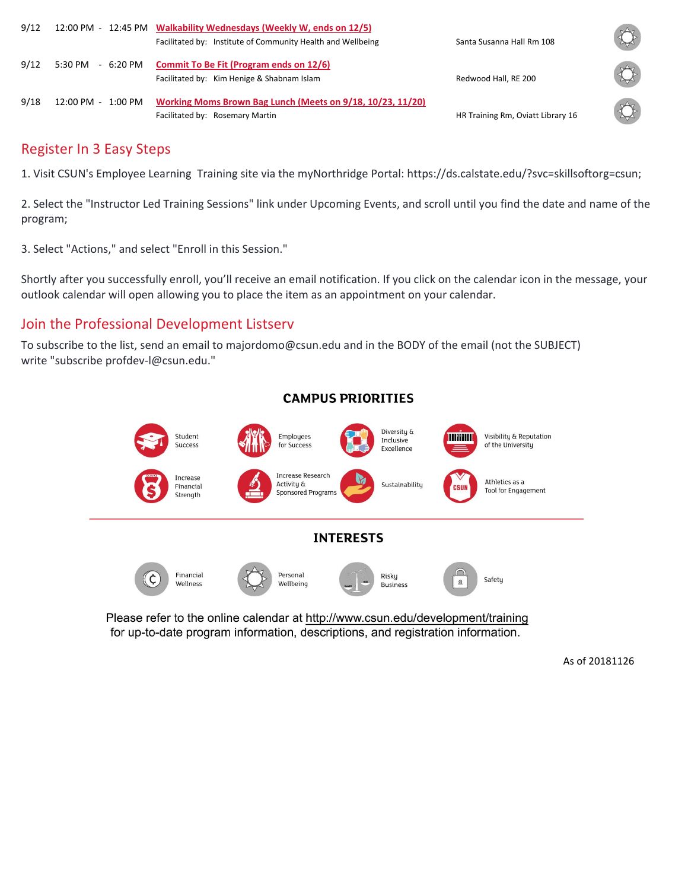| | | | |
|---|---|---|---|
| 9/12 | 12:00 PM - 12:45 PM | Walkability Wednesdays (Weekly W, ends on 12/5)<br>Facilitated by: Institute of Community Health and Wellbeing | Santa Susanna Hall Rm 108 |
| 9/12 | 5:30 PM - 6:20 PM | Commit To Be Fit (Program ends on 12/6)<br>Facilitated by: Kim Henige & Shabnam Islam | Redwood Hall, RE 200 |
| 9/18 | 12:00 PM - 1:00 PM | Working Moms Brown Bag Lunch (Meets on 9/18, 10/23, 11/20)<br>Facilitated by: Rosemary Martin | HR Training Rm, Oviatt Library 16 |

## Register In 3 Easy Steps

1. Visit CSUN's Employee Learning Training site via the myNorthridge Portal: https://ds.calstate.edu/?svc=skillsoftorg=csun;

2. Select the "Instructor Led Training Sessions" link under Upcoming Events, and scroll until you find the date and name of the program;

3. Select "Actions," and select "Enroll in this Session."

Shortly after you successfully enroll, you'll receive an email notification. If you click on the calendar icon in the message, your outlook calendar will open allowing you to place the item as an appointment on your calendar.

## Join the Professional Development Listserv

To subscribe to the list, send an email to majordomo@csun.edu and in the BODY of the email (not the SUBJECT) write "subscribe profdev-l@csun.edu."

### CAMPUS PRIORITIES

Student Success

Employees for Success

Diversity & Inclusive Excellence

Visibility & Reputation of the University

Increase Financial Strength

Increase Research Activity & Sponsored Programs

Sustainability

Athletics as a Tool for Engagement

### INTERESTS

Financial Wellness

Personal Wellbeing

Risky Business

Safety

Please refer to the online calendar at http://www.csun.edu/development/training for up-to-date program information, descriptions, and registration information.

As of 20181126